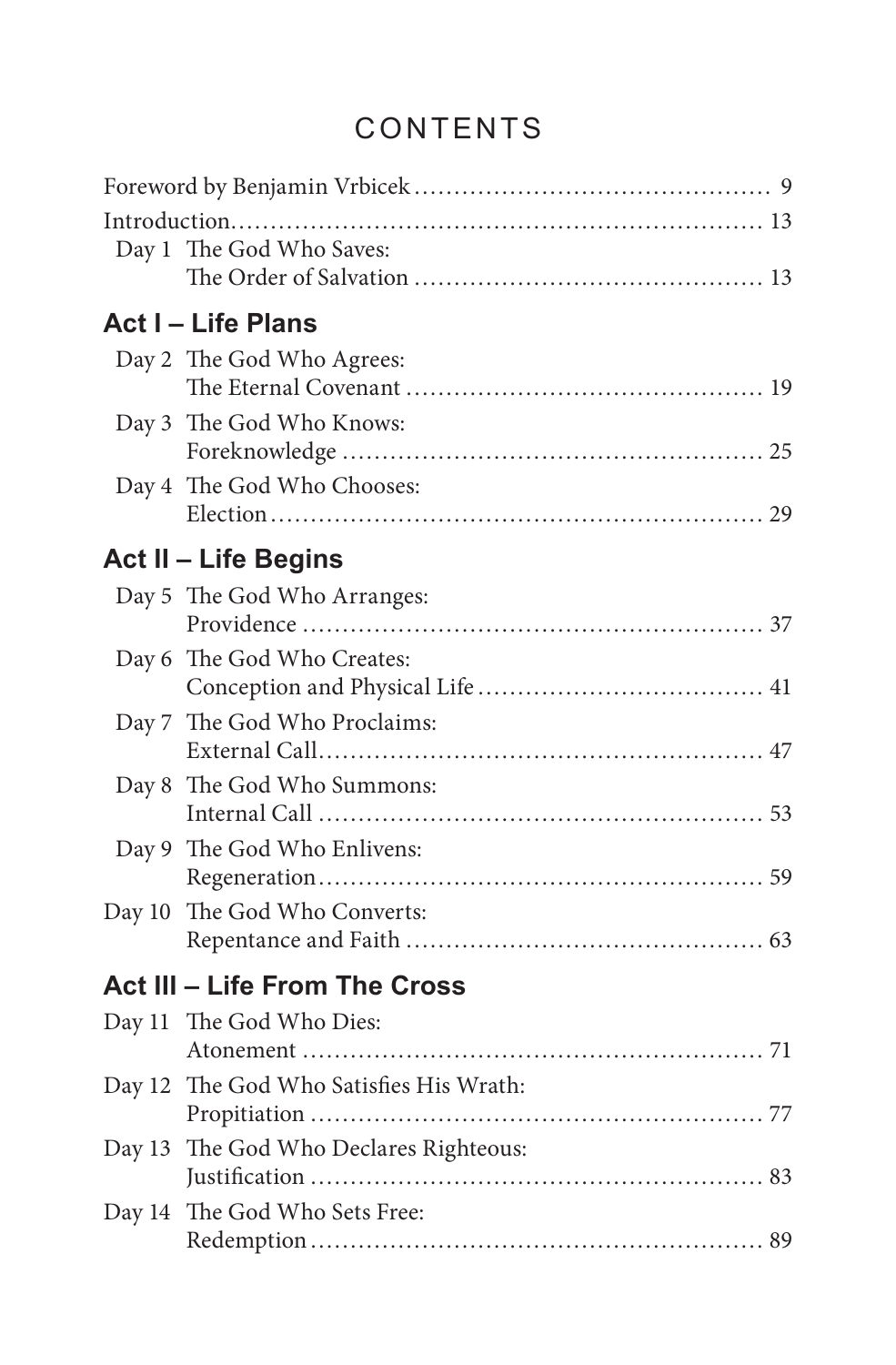# CONTENTS

Foreword by Benjamin Vrbicek .......... 9

Introduction .......... 13

Day 1 The God Who Saves: The Order of Salvation .......... 13

## Act I – Life Plans

Day 2 The God Who Agrees: The Eternal Covenant .......... 19

Day 3 The God Who Knows: Foreknowledge .......... 25

Day 4 The God Who Chooses: Election .......... 29

## Act II – Life Begins

Day 5 The God Who Arranges: Providence .......... 37

Day 6 The God Who Creates: Conception and Physical Life .......... 41

Day 7 The God Who Proclaims: External Call .......... 47

Day 8 The God Who Summons: Internal Call .......... 53

Day 9 The God Who Enlivens: Regeneration .......... 59

Day 10 The God Who Converts: Repentance and Faith .......... 63

## Act III – Life From The Cross

Day 11 The God Who Dies: Atonement .......... 71

Day 12 The God Who Satisfies His Wrath: Propitiation .......... 77

Day 13 The God Who Declares Righteous: Justification .......... 83

Day 14 The God Who Sets Free: Redemption .......... 89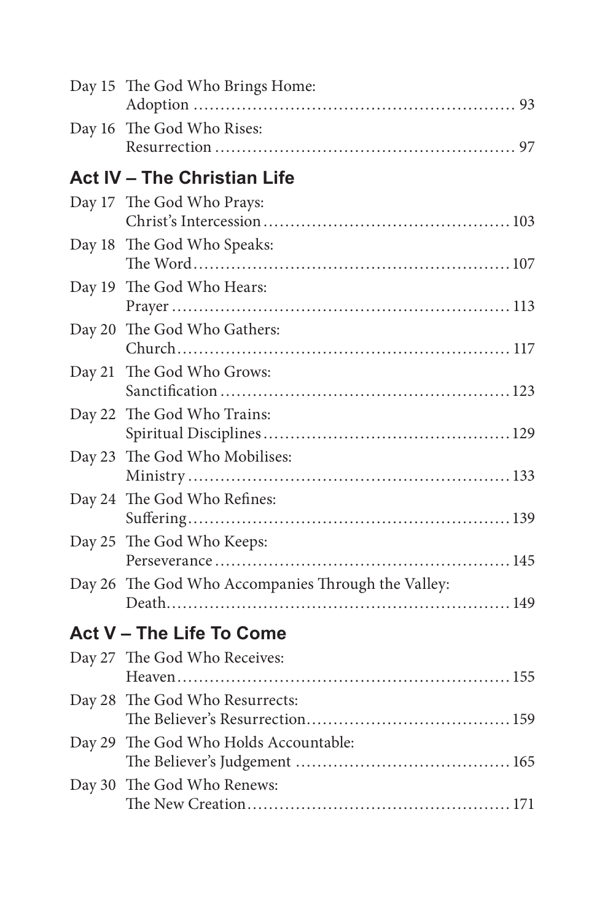Day 15 The God Who Brings Home: Adoption ........................................................ 93

Day 16 The God Who Rises: Resurrection ..................................................... 97

## Act IV – The Christian Life

Day 17 The God Who Prays: Christ's Intercession ........................................... 103

Day 18 The God Who Speaks: The Word ...................................................... 107

Day 19 The God Who Hears: Prayer ........................................................... 113

Day 20 The God Who Gathers: Church ......................................................... 117

Day 21 The God Who Grows: Sanctification .................................................. 123

Day 22 The God Who Trains: Spiritual Disciplines ........................................... 129

Day 23 The God Who Mobilises: Ministry ..................................................... 133

Day 24 The God Who Refines: Suffering ...................................................... 139

Day 25 The God Who Keeps: Perseverance .................................................... 145

Day 26 The God Who Accompanies Through the Valley: Death ......................... 149

## Act V – The Life To Come

Day 27 The God Who Receives: Heaven ........................................................ 155

Day 28 The God Who Resurrects: The Believer's Resurrection ............................ 159

Day 29 The God Who Holds Accountable: The Believer's Judgement ..................... 165

Day 30 The God Who Renews: The New Creation ............................................. 171